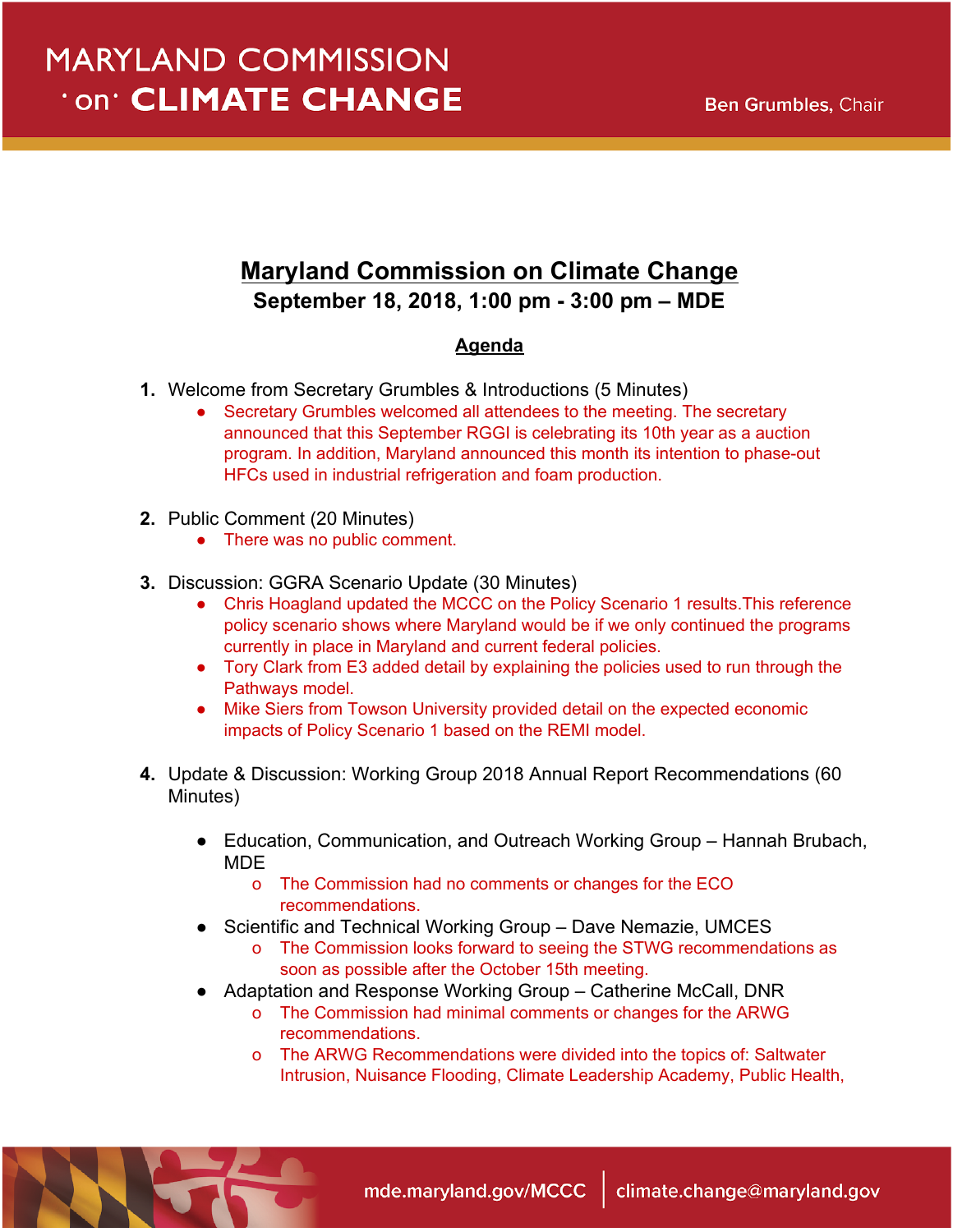MARYLAND COMMISSION on CLIMATE CHANGE

Ben Grumbles, Chair

# Maryland Commission on Climate Change

**September 18, 2018, 1:00 pm - 3:00 pm – MDE**

## Agenda

1. Welcome from Secretary Grumbles & Introductions (5 Minutes)
   - Secretary Grumbles welcomed all attendees to the meeting. The secretary announced that this September RGGI is celebrating its 10th year as a auction program. In addition, Maryland announced this month its intention to phase-out HFCs used in industrial refrigeration and foam production.

2. Public Comment (20 Minutes)
   - There was no public comment.

3. Discussion: GGRA Scenario Update (30 Minutes)
   - Chris Hoagland updated the MCCC on the Policy Scenario 1 results.This reference policy scenario shows where Maryland would be if we only continued the programs currently in place in Maryland and current federal policies.
   - Tory Clark from E3 added detail by explaining the policies used to run through the Pathways model.
   - Mike Siers from Towson University provided detail on the expected economic impacts of Policy Scenario 1 based on the REMI model.

4. Update & Discussion: Working Group 2018 Annual Report Recommendations (60 Minutes)
   - Education, Communication, and Outreach Working Group – Hannah Brubach, MDE
     - The Commission had no comments or changes for the ECO recommendations.
   - Scientific and Technical Working Group – Dave Nemazie, UMCES
     - The Commission looks forward to seeing the STWG recommendations as soon as possible after the October 15th meeting.
   - Adaptation and Response Working Group – Catherine McCall, DNR
     - The Commission had minimal comments or changes for the ARWG recommendations.
     - The ARWG Recommendations were divided into the topics of: Saltwater Intrusion, Nuisance Flooding, Climate Leadership Academy, Public Health,

mde.maryland.gov/MCCC | climate.change@maryland.gov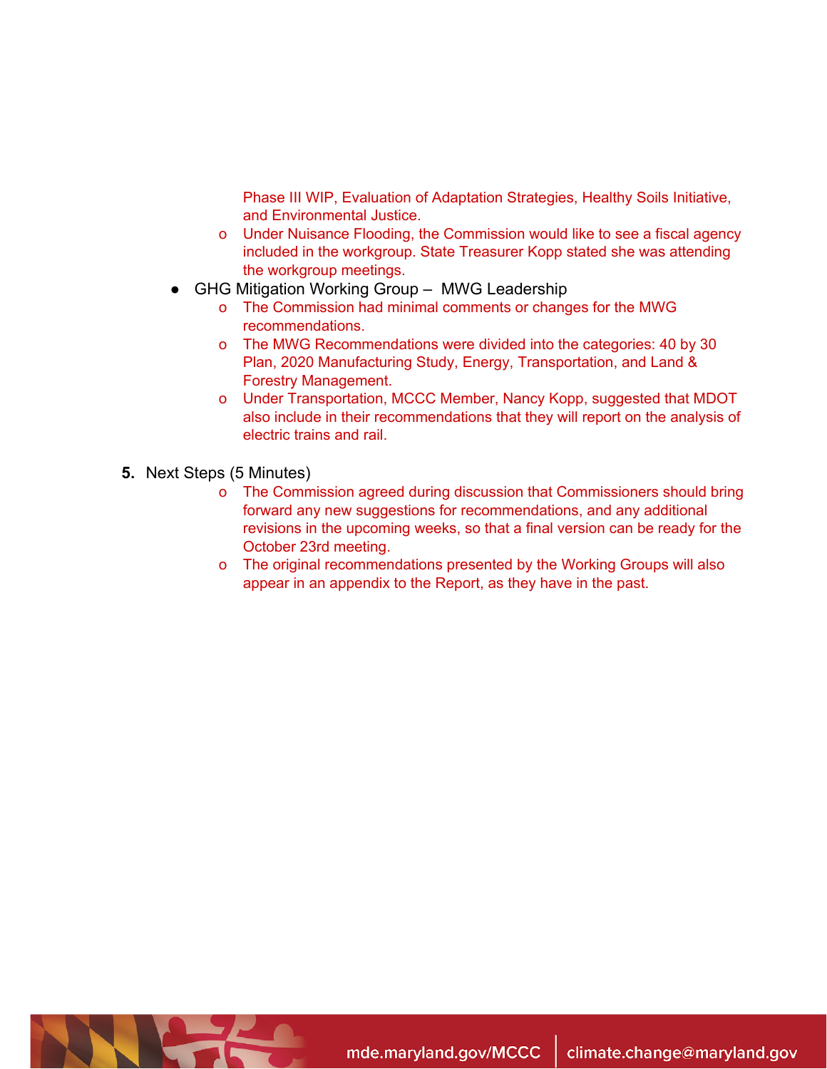- Phase III WIP, Evaluation of Adaptation Strategies, Healthy Soils Initiative, and Environmental Justice.
  - Under Nuisance Flooding, the Commission would like to see a fiscal agency included in the workgroup. State Treasurer Kopp stated she was attending the workgroup meetings.
- GHG Mitigation Working Group – MWG Leadership
  - The Commission had minimal comments or changes for the MWG recommendations.
  - The MWG Recommendations were divided into the categories: 40 by 30 Plan, 2020 Manufacturing Study, Energy, Transportation, and Land & Forestry Management.
  - Under Transportation, MCCC Member, Nancy Kopp, suggested that MDOT also include in their recommendations that they will report on the analysis of electric trains and rail.

**5.** Next Steps (5 Minutes)

  - The Commission agreed during discussion that Commissioners should bring forward any new suggestions for recommendations, and any additional revisions in the upcoming weeks, so that a final version can be ready for the October 23rd meeting.
  - The original recommendations presented by the Working Groups will also appear in an appendix to the Report, as they have in the past.